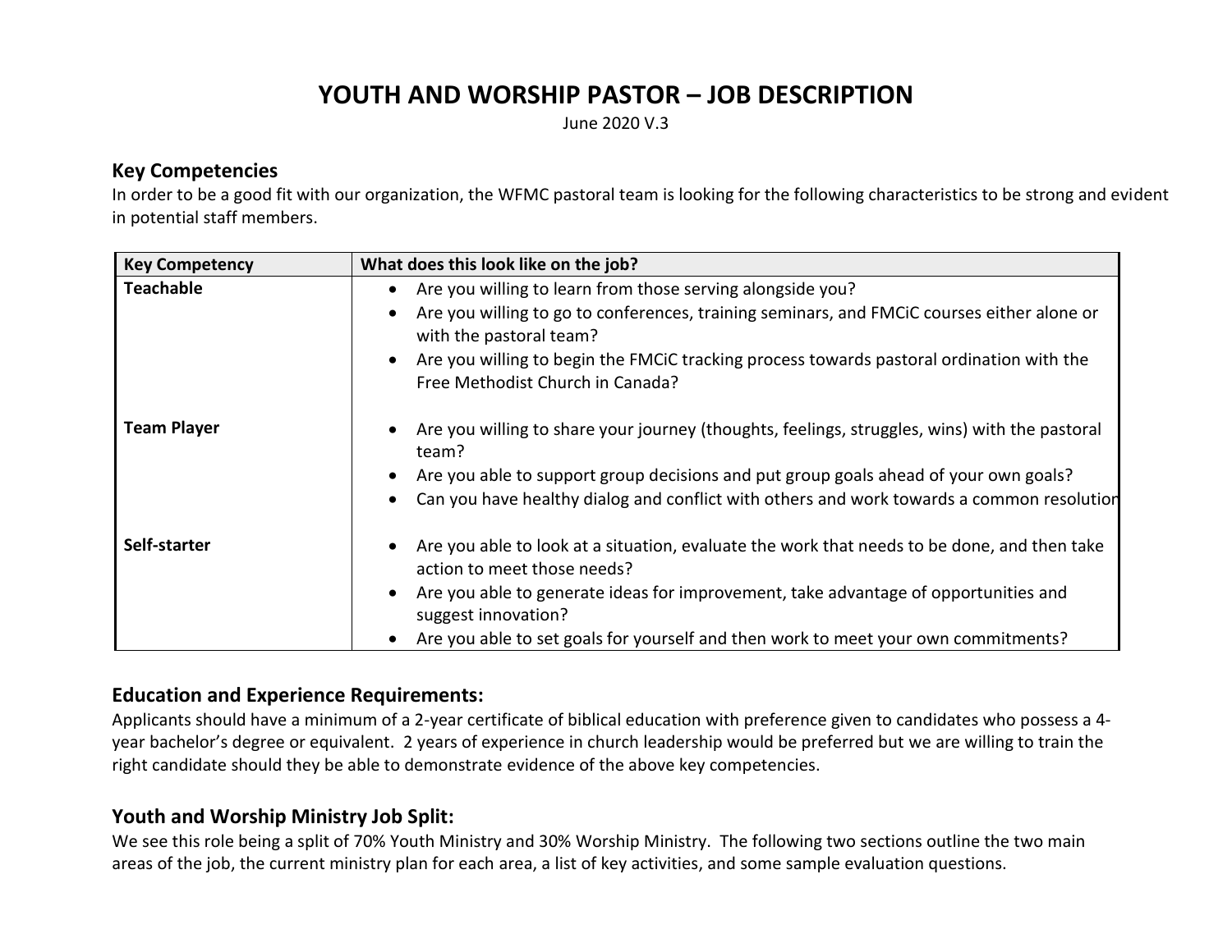# YOUTH AND WORSHIP PASTOR – JOB DESCRIPTION

June 2020 V.3

## Key Competencies

In order to be a good fit with our organization, the WFMC pastoral team is looking for the following characteristics to be strong and evident in potential staff members.

| Key Competency | What does this look like on the job? |
|---|---|
| **Teachable** | • Are you willing to learn from those serving alongside you?<br>• Are you willing to go to conferences, training seminars, and FMCiC courses either alone or with the pastoral team?<br>• Are you willing to begin the FMCiC tracking process towards pastoral ordination with the Free Methodist Church in Canada? |
| **Team Player** | • Are you willing to share your journey (thoughts, feelings, struggles, wins) with the pastoral team?<br>• Are you able to support group decisions and put group goals ahead of your own goals?<br>• Can you have healthy dialog and conflict with others and work towards a common resolution |
| **Self-starter** | • Are you able to look at a situation, evaluate the work that needs to be done, and then take action to meet those needs?<br>• Are you able to generate ideas for improvement, take advantage of opportunities and suggest innovation?<br>• Are you able to set goals for yourself and then work to meet your own commitments? |

## Education and Experience Requirements:

Applicants should have a minimum of a 2-year certificate of biblical education with preference given to candidates who possess a 4-year bachelor's degree or equivalent. 2 years of experience in church leadership would be preferred but we are willing to train the right candidate should they be able to demonstrate evidence of the above key competencies.

## Youth and Worship Ministry Job Split:

We see this role being a split of 70% Youth Ministry and 30% Worship Ministry. The following two sections outline the two main areas of the job, the current ministry plan for each area, a list of key activities, and some sample evaluation questions.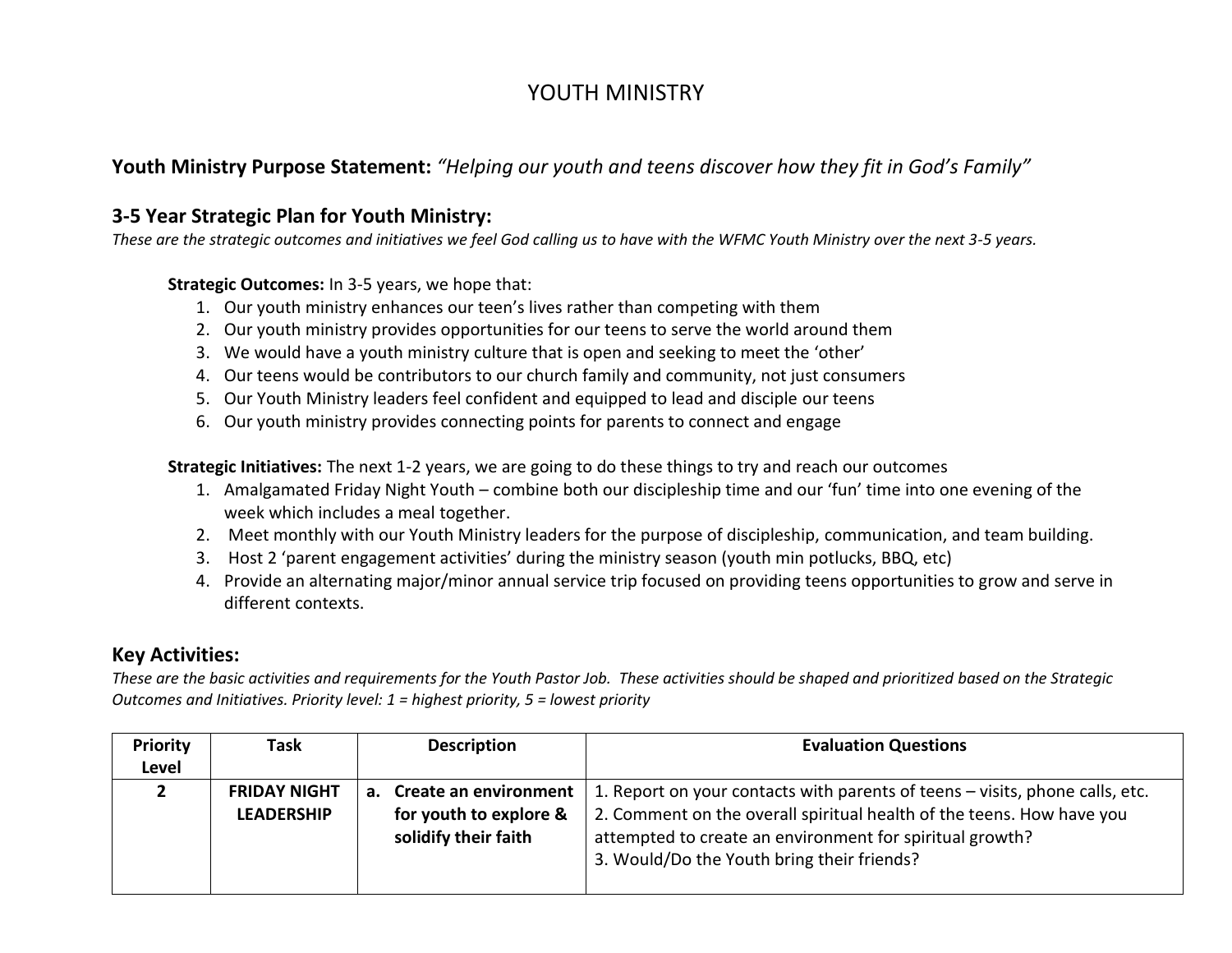# YOUTH MINISTRY

**Youth Ministry Purpose Statement:** *"Helping our youth and teens discover how they fit in God's Family"*

## 3-5 Year Strategic Plan for Youth Ministry:

*These are the strategic outcomes and initiatives we feel God calling us to have with the WFMC Youth Ministry over the next 3-5 years.*

**Strategic Outcomes:** In 3-5 years, we hope that:

1. Our youth ministry enhances our teen's lives rather than competing with them
2. Our youth ministry provides opportunities for our teens to serve the world around them
3. We would have a youth ministry culture that is open and seeking to meet the 'other'
4. Our teens would be contributors to our church family and community, not just consumers
5. Our Youth Ministry leaders feel confident and equipped to lead and disciple our teens
6. Our youth ministry provides connecting points for parents to connect and engage

**Strategic Initiatives:** The next 1-2 years, we are going to do these things to try and reach our outcomes

1. Amalgamated Friday Night Youth – combine both our discipleship time and our 'fun' time into one evening of the week which includes a meal together.
2. Meet monthly with our Youth Ministry leaders for the purpose of discipleship, communication, and team building.
3. Host 2 'parent engagement activities' during the ministry season (youth min potlucks, BBQ, etc)
4. Provide an alternating major/minor annual service trip focused on providing teens opportunities to grow and serve in different contexts.

## Key Activities:

*These are the basic activities and requirements for the Youth Pastor Job. These activities should be shaped and prioritized based on the Strategic Outcomes and Initiatives. Priority level: 1 = highest priority, 5 = lowest priority*

| Priority Level | Task | Description | Evaluation Questions |
|---|---|---|---|
| 2 | **FRIDAY NIGHT LEADERSHIP** | **a. Create an environment for youth to explore & solidify their faith** | 1. Report on your contacts with parents of teens – visits, phone calls, etc.<br>2. Comment on the overall spiritual health of the teens. How have you attempted to create an environment for spiritual growth?<br>3. Would/Do the Youth bring their friends? |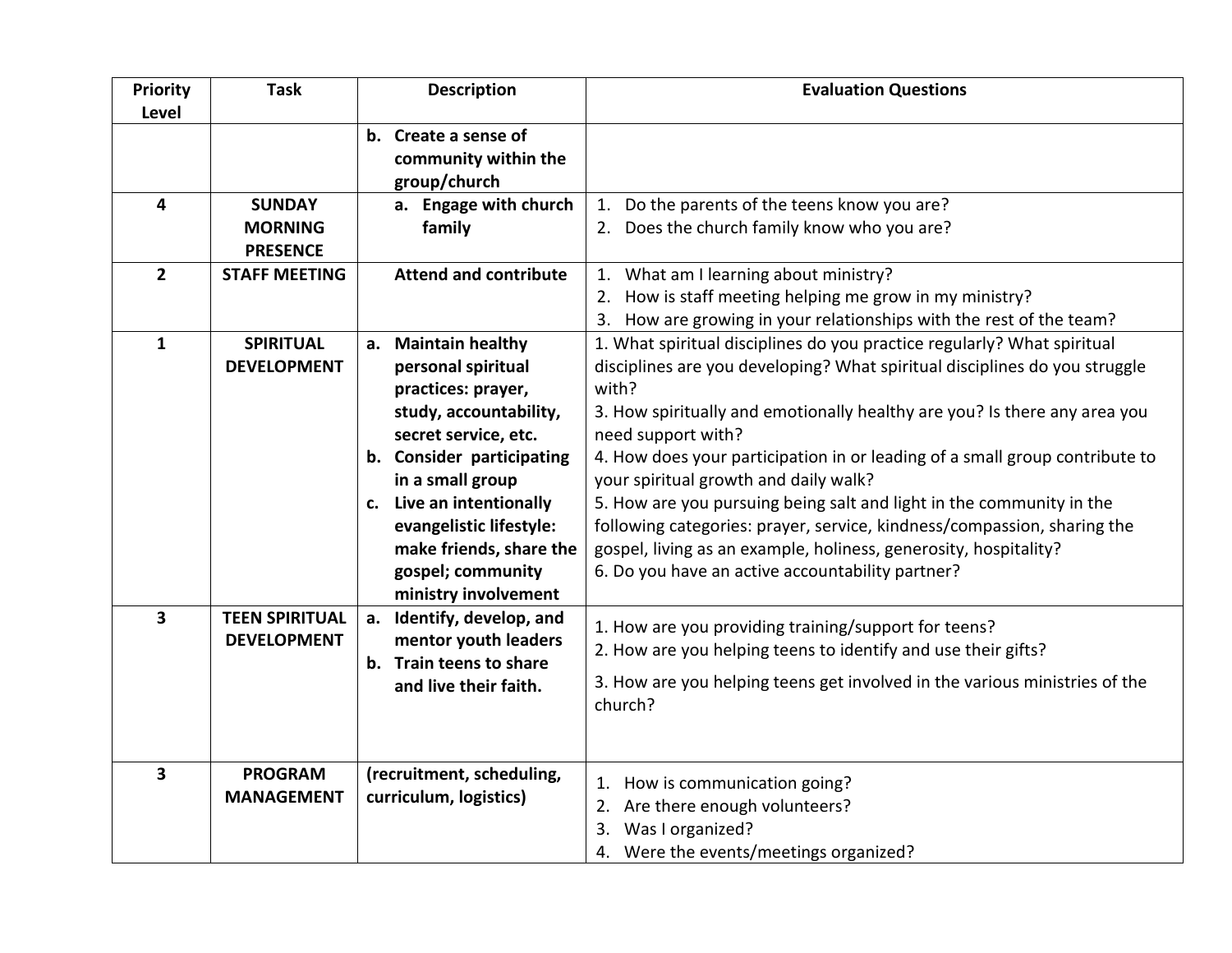| Priority Level | Task | Description | Evaluation Questions |
|---|---|---|---|
| | | **b. Create a sense of community within the group/church** | |
| **4** | **SUNDAY MORNING PRESENCE** | **a. Engage with church family** | 1. Do the parents of the teens know you are?<br>2. Does the church family know who you are? |
| **2** | **STAFF MEETING** | **Attend and contribute** | 1. What am I learning about ministry?<br>2. How is staff meeting helping me grow in my ministry?<br>3. How are growing in your relationships with the rest of the team? |
| **1** | **SPIRITUAL DEVELOPMENT** | **a. Maintain healthy personal spiritual practices: prayer, study, accountability, secret service, etc.**<br>**b. Consider participating in a small group**<br>**c. Live an intentionally evangelistic lifestyle: make friends, share the gospel; community ministry involvement** | 1. What spiritual disciplines do you practice regularly? What spiritual disciplines are you developing? What spiritual disciplines do you struggle with?<br>3. How spiritually and emotionally healthy are you? Is there any area you need support with?<br>4. How does your participation in or leading of a small group contribute to your spiritual growth and daily walk?<br>5. How are you pursuing being salt and light in the community in the following categories: prayer, service, kindness/compassion, sharing the gospel, living as an example, holiness, generosity, hospitality?<br>6. Do you have an active accountability partner? |
| **3** | **TEEN SPIRITUAL DEVELOPMENT** | **a. Identify, develop, and mentor youth leaders**<br>**b. Train teens to share and live their faith.** | 1. How are you providing training/support for teens?<br>2. How are you helping teens to identify and use their gifts?<br>3. How are you helping teens get involved in the various ministries of the church? |
| **3** | **PROGRAM MANAGEMENT** | **(recruitment, scheduling, curriculum, logistics)** | 1. How is communication going?<br>2. Are there enough volunteers?<br>3. Was I organized?<br>4. Were the events/meetings organized? |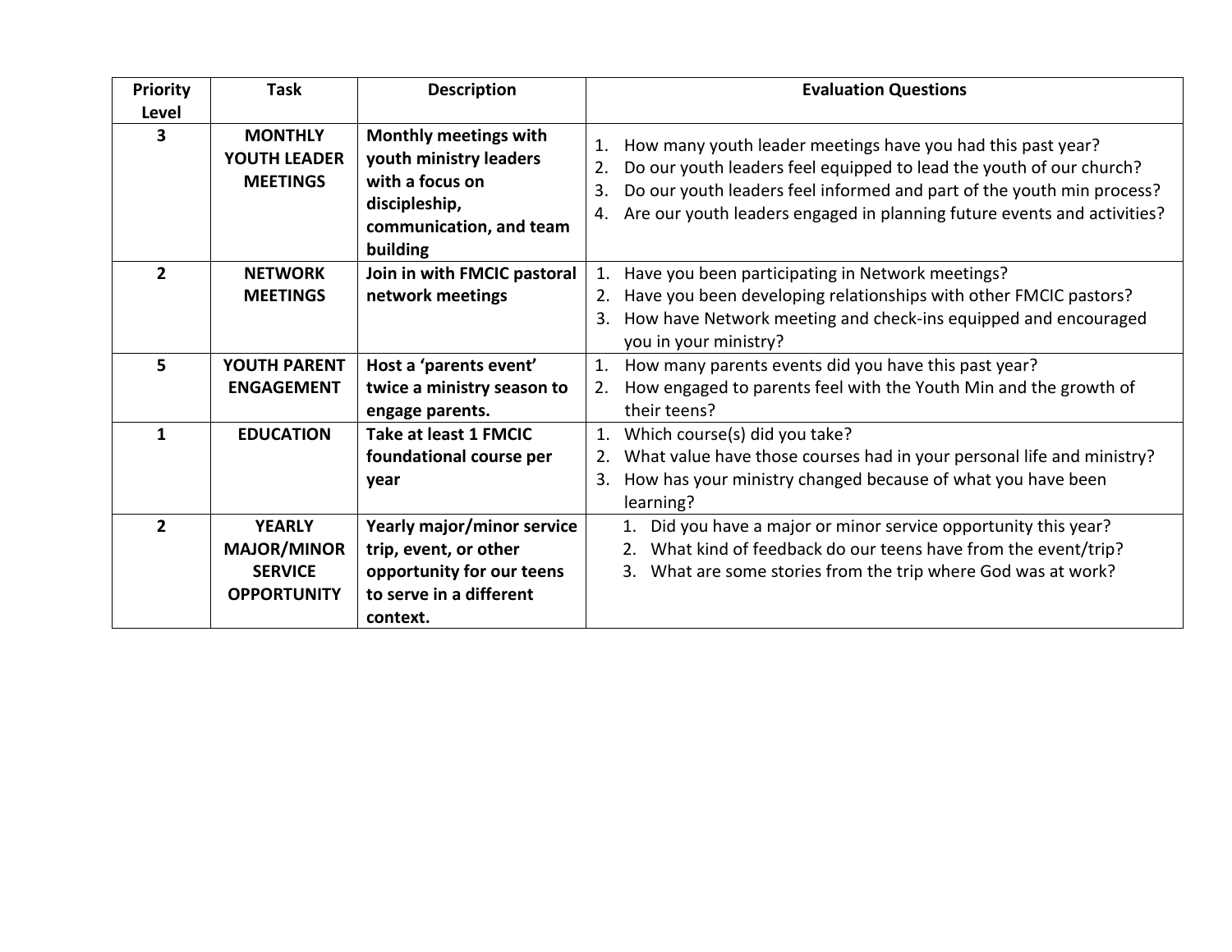| Priority Level | Task | Description | Evaluation Questions |
|---|---|---|---|
| 3 | **MONTHLY YOUTH LEADER MEETINGS** | **Monthly meetings with youth ministry leaders with a focus on discipleship, communication, and team building** | 1. How many youth leader meetings have you had this past year?<br>2. Do our youth leaders feel equipped to lead the youth of our church?<br>3. Do our youth leaders feel informed and part of the youth min process?<br>4. Are our youth leaders engaged in planning future events and activities? |
| 2 | **NETWORK MEETINGS** | **Join in with FMCIC pastoral network meetings** | 1. Have you been participating in Network meetings?<br>2. Have you been developing relationships with other FMCIC pastors?<br>3. How have Network meeting and check-ins equipped and encouraged you in your ministry? |
| 5 | **YOUTH PARENT ENGAGEMENT** | **Host a 'parents event' twice a ministry season to engage parents.** | 1. How many parents events did you have this past year?<br>2. How engaged to parents feel with the Youth Min and the growth of their teens? |
| 1 | **EDUCATION** | **Take at least 1 FMCIC foundational course per year** | 1. Which course(s) did you take?<br>2. What value have those courses had in your personal life and ministry?<br>3. How has your ministry changed because of what you have been learning? |
| 2 | **YEARLY MAJOR/MINOR SERVICE OPPORTUNITY** | **Yearly major/minor service trip, event, or other opportunity for our teens to serve in a different context.** | 1. Did you have a major or minor service opportunity this year?<br>2. What kind of feedback do our teens have from the event/trip?<br>3. What are some stories from the trip where God was at work? |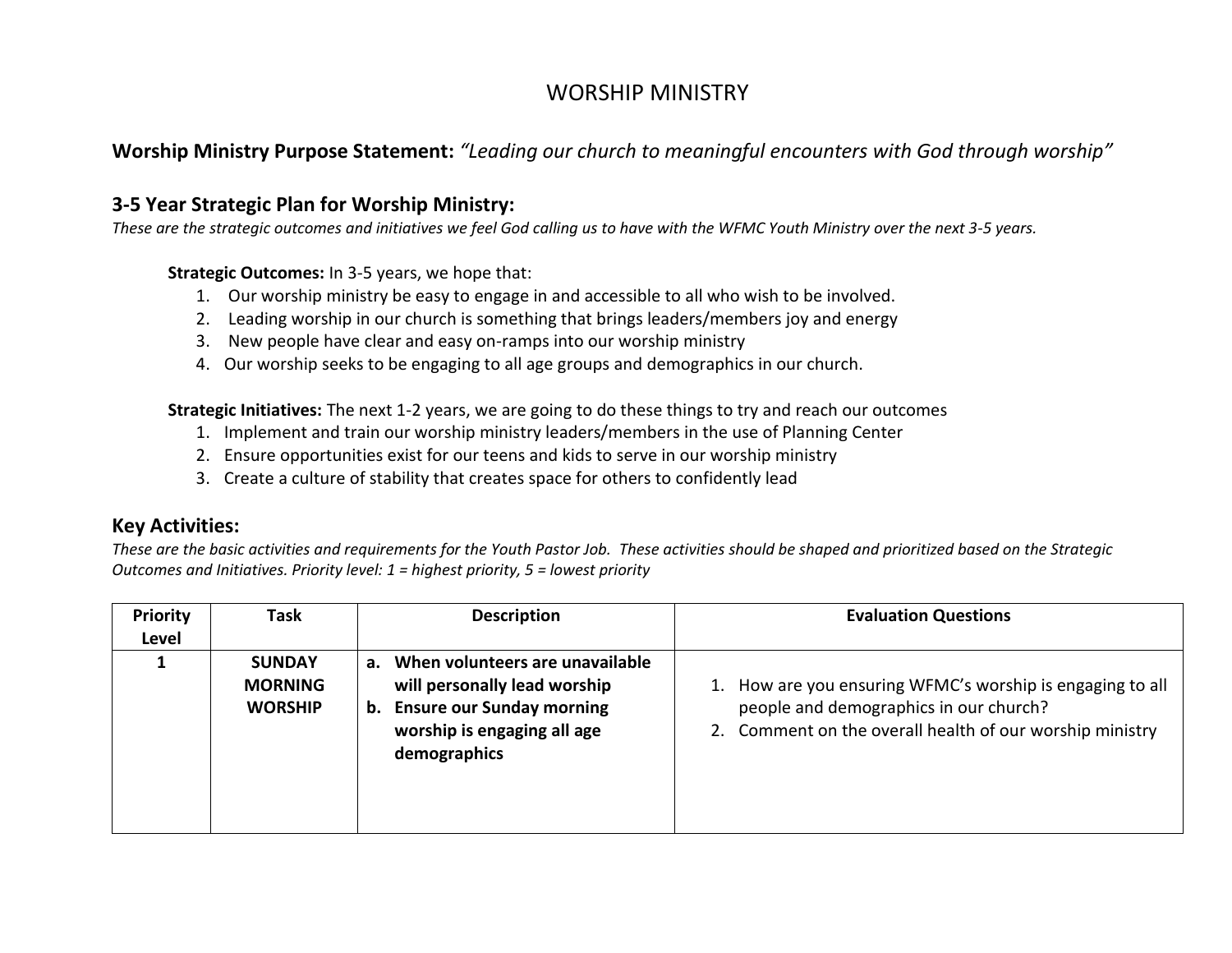# WORSHIP MINISTRY

**Worship Ministry Purpose Statement:** *"Leading our church to meaningful encounters with God through worship"*

## 3-5 Year Strategic Plan for Worship Ministry:

*These are the strategic outcomes and initiatives we feel God calling us to have with the WFMC Youth Ministry over the next 3-5 years.*

**Strategic Outcomes:** In 3-5 years, we hope that:

1. Our worship ministry be easy to engage in and accessible to all who wish to be involved.
2. Leading worship in our church is something that brings leaders/members joy and energy
3. New people have clear and easy on-ramps into our worship ministry
4. Our worship seeks to be engaging to all age groups and demographics in our church.

**Strategic Initiatives:** The next 1-2 years, we are going to do these things to try and reach our outcomes

1. Implement and train our worship ministry leaders/members in the use of Planning Center
2. Ensure opportunities exist for our teens and kids to serve in our worship ministry
3. Create a culture of stability that creates space for others to confidently lead

## Key Activities:

*These are the basic activities and requirements for the Youth Pastor Job. These activities should be shaped and prioritized based on the Strategic Outcomes and Initiatives. Priority level: 1 = highest priority, 5 = lowest priority*

| Priority Level | Task | Description | Evaluation Questions |
|---|---|---|---|
| 1 | **SUNDAY MORNING WORSHIP** | **a. When volunteers are unavailable will personally lead worship**<br>**b. Ensure our Sunday morning worship is engaging all age demographics** | 1. How are you ensuring WFMC's worship is engaging to all people and demographics in our church?<br>2. Comment on the overall health of our worship ministry |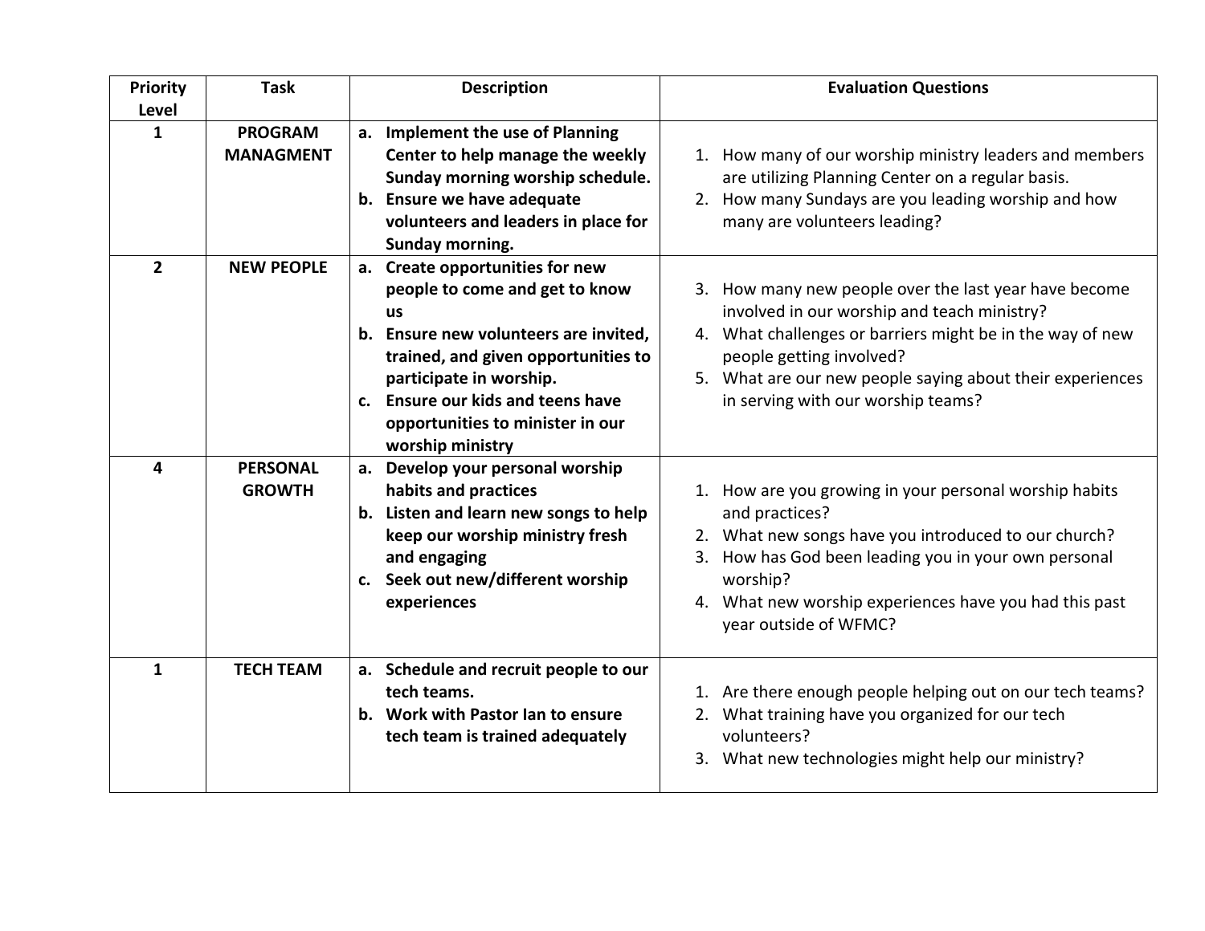| Priority Level | Task | Description | Evaluation Questions |
|---|---|---|---|
| 1 | **PROGRAM MANAGMENT** | **a. Implement the use of Planning Center to help manage the weekly Sunday morning worship schedule.**<br>**b. Ensure we have adequate volunteers and leaders in place for Sunday morning.** | 1. How many of our worship ministry leaders and members are utilizing Planning Center on a regular basis.<br>2. How many Sundays are you leading worship and how many are volunteers leading? |
| 2 | **NEW PEOPLE** | **a. Create opportunities for new people to come and get to know us**<br>**b. Ensure new volunteers are invited, trained, and given opportunities to participate in worship.**<br>**c. Ensure our kids and teens have opportunities to minister in our worship ministry** | 3. How many new people over the last year have become involved in our worship and teach ministry?<br>4. What challenges or barriers might be in the way of new people getting involved?<br>5. What are our new people saying about their experiences in serving with our worship teams? |
| 4 | **PERSONAL GROWTH** | **a. Develop your personal worship habits and practices**<br>**b. Listen and learn new songs to help keep our worship ministry fresh and engaging**<br>**c. Seek out new/different worship experiences** | 1. How are you growing in your personal worship habits and practices?<br>2. What new songs have you introduced to our church?<br>3. How has God been leading you in your own personal worship?<br>4. What new worship experiences have you had this past year outside of WFMC? |
| 1 | **TECH TEAM** | **a. Schedule and recruit people to our tech teams.**<br>**b. Work with Pastor Ian to ensure tech team is trained adequately** | 1. Are there enough people helping out on our tech teams?<br>2. What training have you organized for our tech volunteers?<br>3. What new technologies might help our ministry? |